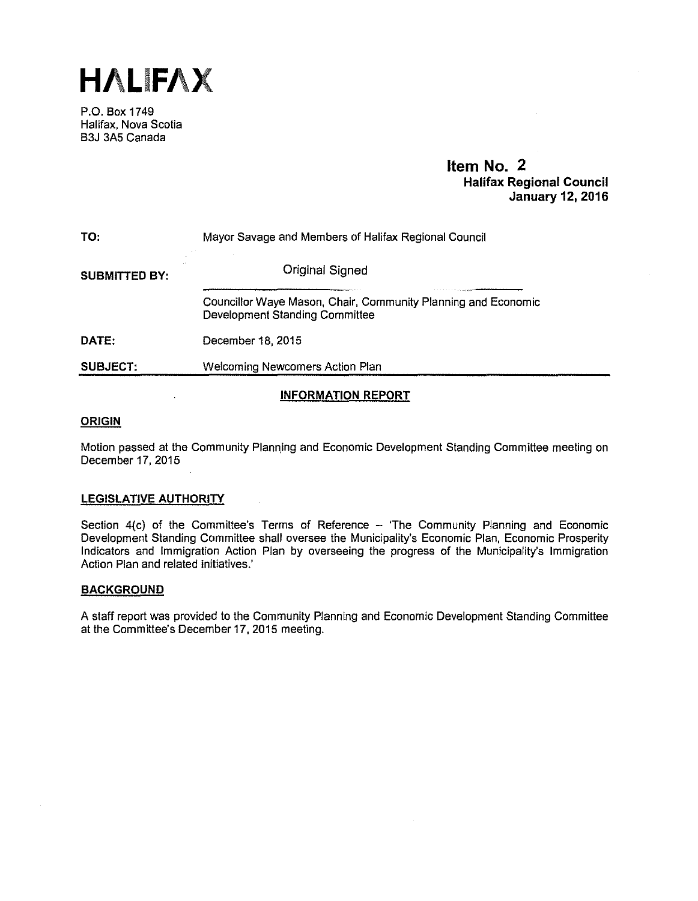# HALIFAX

P.O. Box 1749
Halifax, Nova Scotia
B3J 3A5 Canada

**Item No. 2**
**Halifax Regional Council**
**January 12, 2016**

| | |
|---|---|
| **TO:** | Mayor Savage and Members of Halifax Regional Council |
| **SUBMITTED BY:** | Original Signed<br>Councillor Waye Mason, Chair, Community Planning and Economic Development Standing Committee |
| **DATE:** | December 18, 2015 |
| **SUBJECT:** | Welcoming Newcomers Action Plan |

## INFORMATION REPORT

### ORIGIN

Motion passed at the Community Planning and Economic Development Standing Committee meeting on December 17, 2015

### LEGISLATIVE AUTHORITY

Section 4(c) of the Committee's Terms of Reference – 'The Community Planning and Economic Development Standing Committee shall oversee the Municipality's Economic Plan, Economic Prosperity Indicators and Immigration Action Plan by overseeing the progress of the Municipality's Immigration Action Plan and related initiatives.'

### BACKGROUND

A staff report was provided to the Community Planning and Economic Development Standing Committee at the Committee's December 17, 2015 meeting.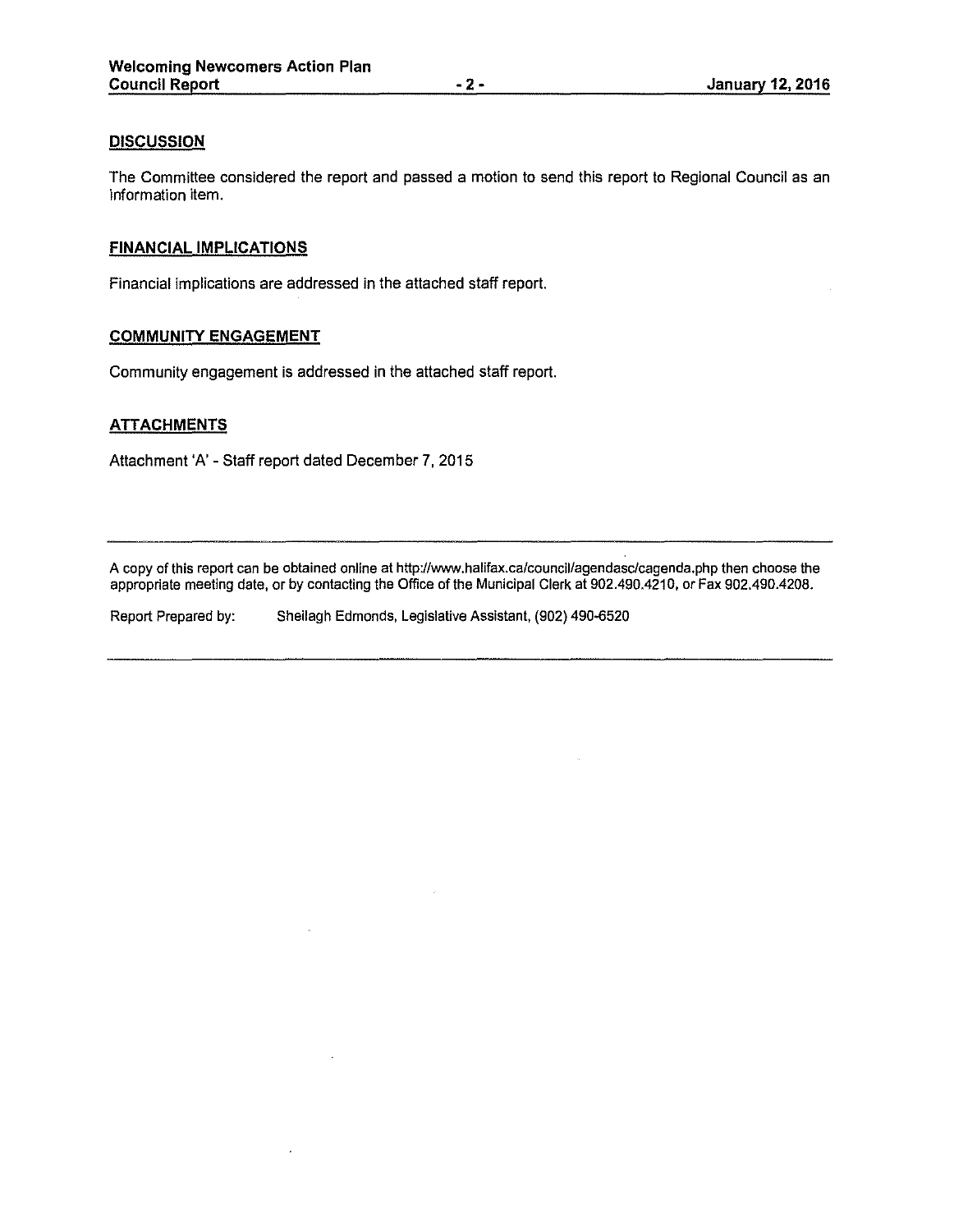## DISCUSSION

The Committee considered the report and passed a motion to send this report to Regional Council as an information item.

## FINANCIAL IMPLICATIONS

Financial implications are addressed in the attached staff report.

## COMMUNITY ENGAGEMENT

Community engagement is addressed in the attached staff report.

## ATTACHMENTS

Attachment 'A' - Staff report dated December 7, 2015

---

A copy of this report can be obtained online at http://www.halifax.ca/council/agendasc/cagenda.php then choose the appropriate meeting date, or by contacting the Office of the Municipal Clerk at 902.490.4210, or Fax 902.490.4208.

Report Prepared by: Sheilagh Edmonds, Legislative Assistant, (902) 490-6520

---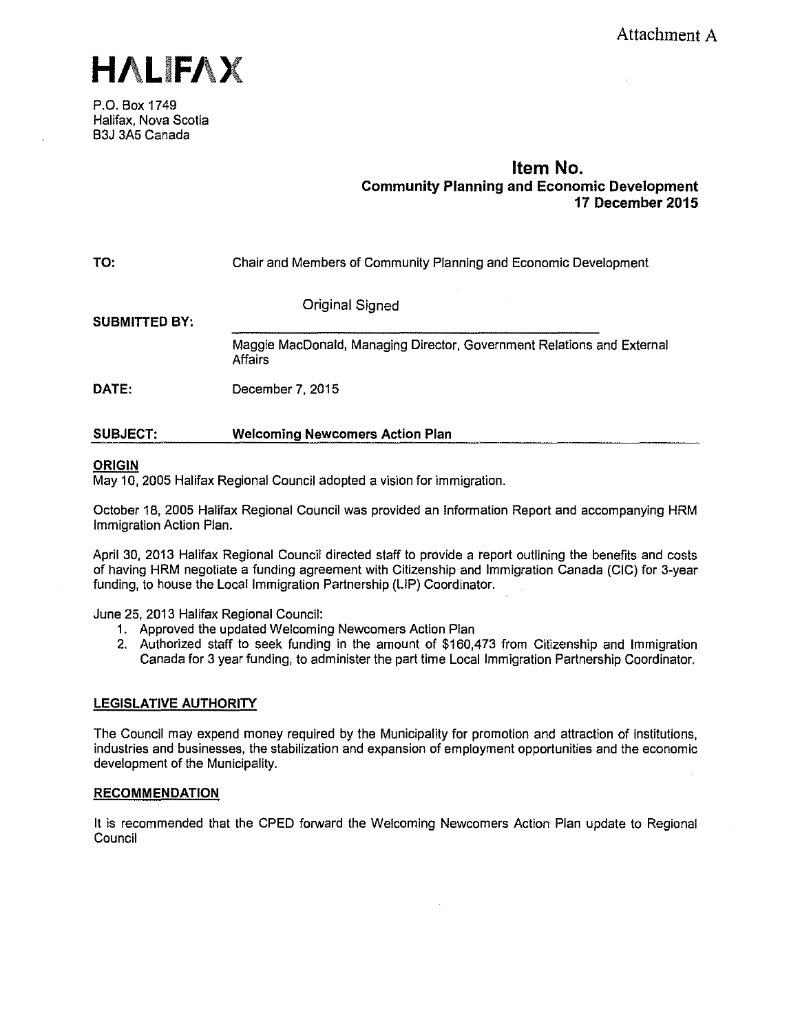Attachment A

# HALIFAX

P.O. Box 1749
Halifax, Nova Scotia
B3J 3A5 Canada

**Item No.**
**Community Planning and Economic Development**
**17 December 2015**

**TO:** Chair and Members of Community Planning and Economic Development

**SUBMITTED BY:** Original Signed

Maggie MacDonald, Managing Director, Government Relations and External Affairs

**DATE:** December 7, 2015

**SUBJECT:** **Welcoming Newcomers Action Plan**

## ORIGIN

May 10, 2005 Halifax Regional Council adopted a vision for immigration.

October 18, 2005 Halifax Regional Council was provided an Information Report and accompanying HRM Immigration Action Plan.

April 30, 2013 Halifax Regional Council directed staff to provide a report outlining the benefits and costs of having HRM negotiate a funding agreement with Citizenship and Immigration Canada (CIC) for 3-year funding, to house the Local Immigration Partnership (LIP) Coordinator.

June 25, 2013 Halifax Regional Council:

1. Approved the updated Welcoming Newcomers Action Plan
2. Authorized staff to seek funding in the amount of $160,473 from Citizenship and Immigration Canada for 3 year funding, to administer the part time Local Immigration Partnership Coordinator.

## LEGISLATIVE AUTHORITY

The Council may expend money required by the Municipality for promotion and attraction of institutions, industries and businesses, the stabilization and expansion of employment opportunities and the economic development of the Municipality.

## RECOMMENDATION

It is recommended that the CPED forward the Welcoming Newcomers Action Plan update to Regional Council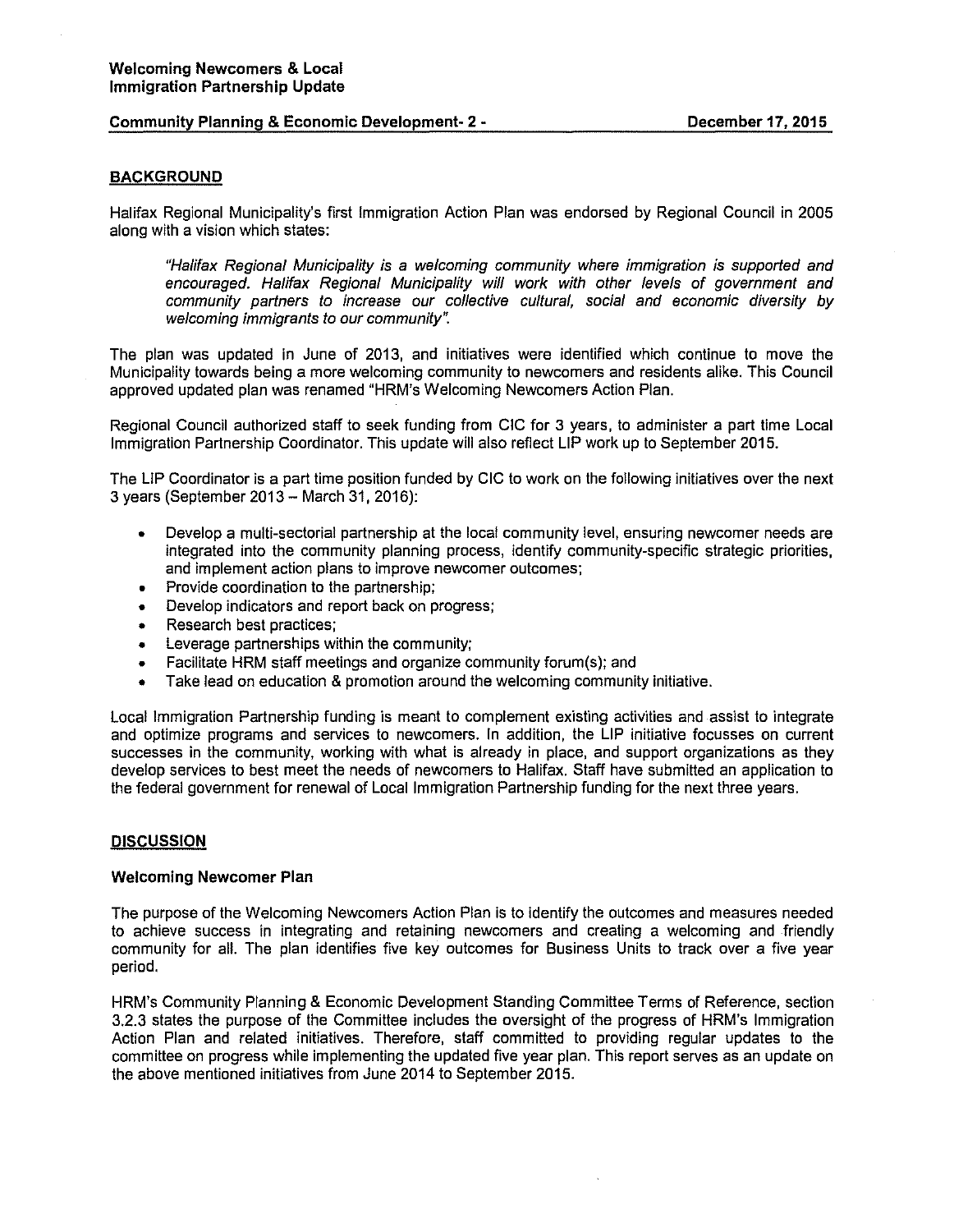## BACKGROUND

Halifax Regional Municipality's first Immigration Action Plan was endorsed by Regional Council in 2005 along with a vision which states:

> *"Halifax Regional Municipality is a welcoming community where immigration is supported and encouraged. Halifax Regional Municipality will work with other levels of government and community partners to increase our collective cultural, social and economic diversity by welcoming immigrants to our community".*

The plan was updated in June of 2013, and initiatives were identified which continue to move the Municipality towards being a more welcoming community to newcomers and residents alike. This Council approved updated plan was renamed "HRM's Welcoming Newcomers Action Plan.

Regional Council authorized staff to seek funding from CIC for 3 years, to administer a part time Local Immigration Partnership Coordinator. This update will also reflect LIP work up to September 2015.

The LIP Coordinator is a part time position funded by CIC to work on the following initiatives over the next 3 years (September 2013 – March 31, 2016):

- Develop a multi-sectorial partnership at the local community level, ensuring newcomer needs are integrated into the community planning process, identify community-specific strategic priorities, and implement action plans to improve newcomer outcomes;
- Provide coordination to the partnership;
- Develop indicators and report back on progress;
- Research best practices;
- Leverage partnerships within the community;
- Facilitate HRM staff meetings and organize community forum(s); and
- Take lead on education & promotion around the welcoming community initiative.

Local Immigration Partnership funding is meant to complement existing activities and assist to integrate and optimize programs and services to newcomers. In addition, the LIP initiative focusses on current successes in the community, working with what is already in place, and support organizations as they develop services to best meet the needs of newcomers to Halifax. Staff have submitted an application to the federal government for renewal of Local Immigration Partnership funding for the next three years.

## DISCUSSION

### Welcoming Newcomer Plan

The purpose of the Welcoming Newcomers Action Plan is to identify the outcomes and measures needed to achieve success in integrating and retaining newcomers and creating a welcoming and friendly community for all. The plan identifies five key outcomes for Business Units to track over a five year period.

HRM's Community Planning & Economic Development Standing Committee Terms of Reference, section 3.2.3 states the purpose of the Committee includes the oversight of the progress of HRM's Immigration Action Plan and related initiatives. Therefore, staff committed to providing regular updates to the committee on progress while implementing the updated five year plan. This report serves as an update on the above mentioned initiatives from June 2014 to September 2015.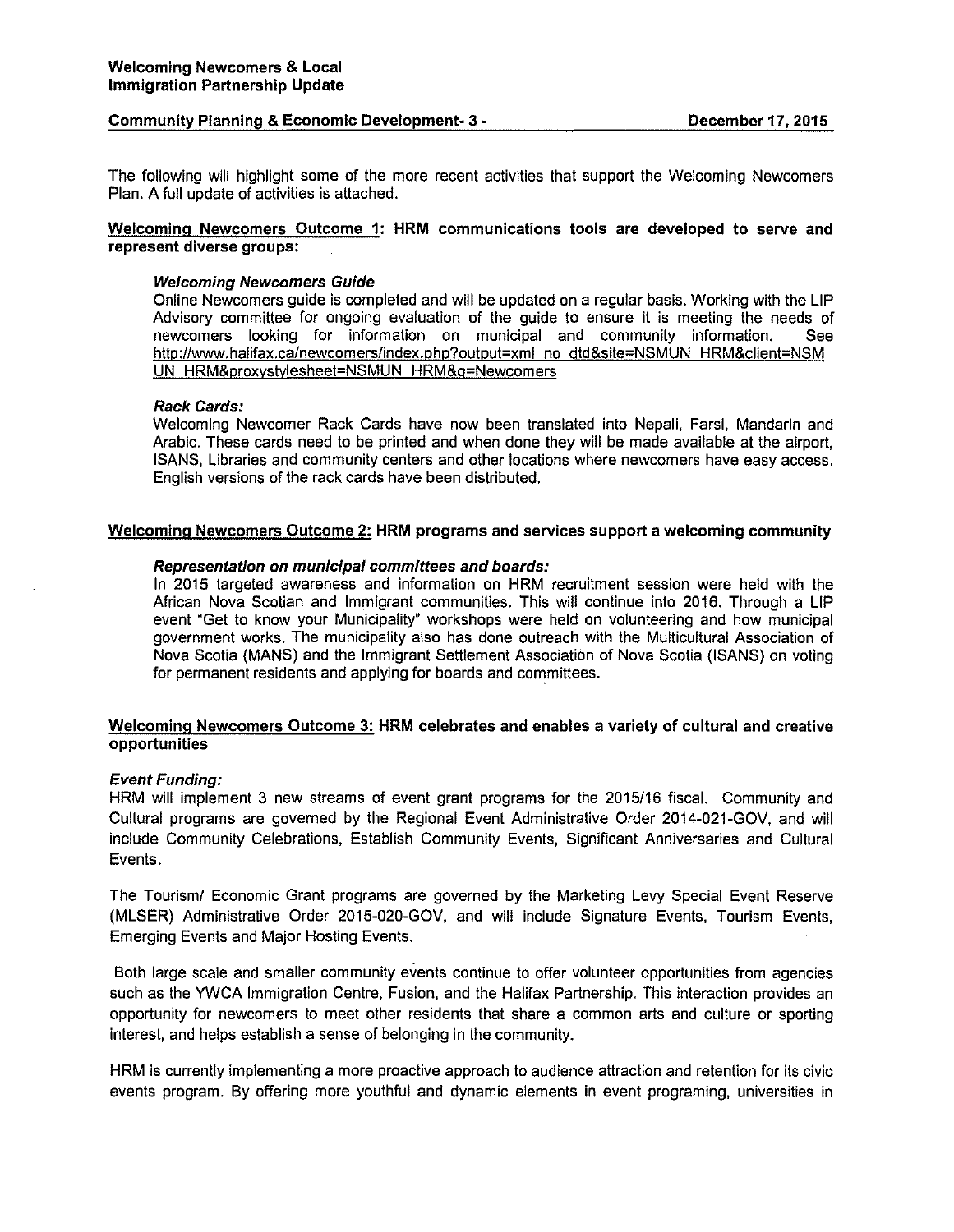The following will highlight some of the more recent activities that support the Welcoming Newcomers Plan. A full update of activities is attached.

**Welcoming Newcomers Outcome 1: HRM communications tools are developed to serve and represent diverse groups:**

***Welcoming Newcomers Guide***

Online Newcomers guide is completed and will be updated on a regular basis. Working with the LIP Advisory committee for ongoing evaluation of the guide to ensure it is meeting the needs of newcomers looking for information on municipal and community information. See http://www.halifax.ca/newcomers/index.php?output=xml_no_dtd&site=NSMUN_HRM&client=NSMUN_HRM&proxystylesheet=NSMUN_HRM&q=Newcomers

***Rack Cards:***

Welcoming Newcomer Rack Cards have now been translated into Nepali, Farsi, Mandarin and Arabic. These cards need to be printed and when done they will be made available at the airport, ISANS, Libraries and community centers and other locations where newcomers have easy access. English versions of the rack cards have been distributed.

**Welcoming Newcomers Outcome 2: HRM programs and services support a welcoming community**

***Representation on municipal committees and boards:***

In 2015 targeted awareness and information on HRM recruitment session were held with the African Nova Scotian and Immigrant communities. This will continue into 2016. Through a LIP event "Get to know your Municipality" workshops were held on volunteering and how municipal government works. The municipality also has done outreach with the Multicultural Association of Nova Scotia (MANS) and the Immigrant Settlement Association of Nova Scotia (ISANS) on voting for permanent residents and applying for boards and committees.

**Welcoming Newcomers Outcome 3: HRM celebrates and enables a variety of cultural and creative opportunities**

***Event Funding:***

HRM will implement 3 new streams of event grant programs for the 2015/16 fiscal. Community and Cultural programs are governed by the Regional Event Administrative Order 2014-021-GOV, and will include Community Celebrations, Establish Community Events, Significant Anniversaries and Cultural Events.

The Tourism/ Economic Grant programs are governed by the Marketing Levy Special Event Reserve (MLSER) Administrative Order 2015-020-GOV, and will include Signature Events, Tourism Events, Emerging Events and Major Hosting Events.

Both large scale and smaller community events continue to offer volunteer opportunities from agencies such as the YWCA Immigration Centre, Fusion, and the Halifax Partnership. This interaction provides an opportunity for newcomers to meet other residents that share a common arts and culture or sporting interest, and helps establish a sense of belonging in the community.

HRM is currently implementing a more proactive approach to audience attraction and retention for its civic events program. By offering more youthful and dynamic elements in event programing, universities in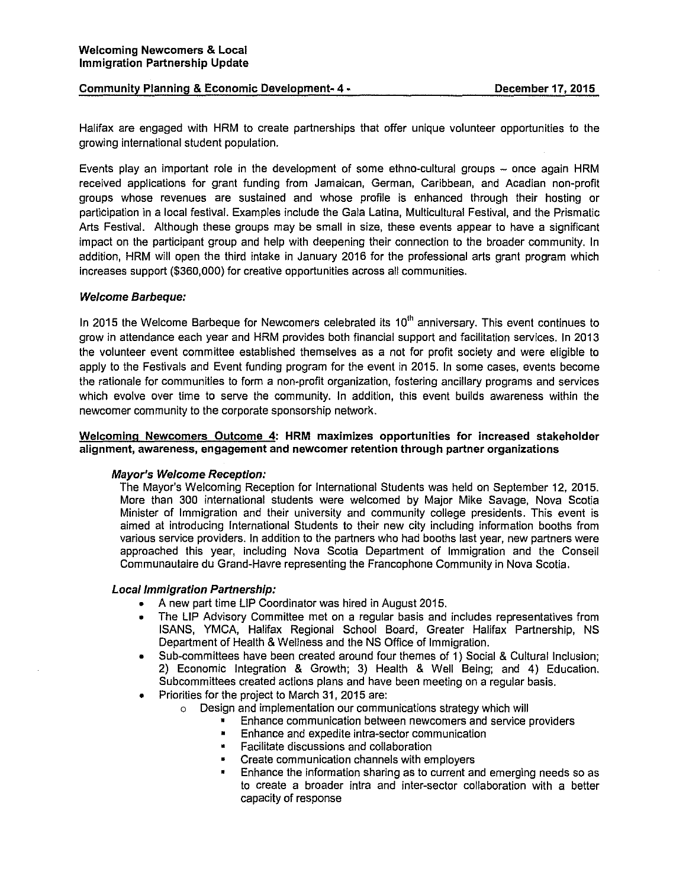Halifax are engaged with HRM to create partnerships that offer unique volunteer opportunities to the growing international student population.

Events play an important role in the development of some ethno-cultural groups – once again HRM received applications for grant funding from Jamaican, German, Caribbean, and Acadian non-profit groups whose revenues are sustained and whose profile is enhanced through their hosting or participation in a local festival. Examples include the Gala Latina, Multicultural Festival, and the Prismatic Arts Festival. Although these groups may be small in size, these events appear to have a significant impact on the participant group and help with deepening their connection to the broader community. In addition, HRM will open the third intake in January 2016 for the professional arts grant program which increases support ($360,000) for creative opportunities across all communities.

***Welcome Barbeque:***

In 2015 the Welcome Barbeque for Newcomers celebrated its 10th anniversary. This event continues to grow in attendance each year and HRM provides both financial support and facilitation services. In 2013 the volunteer event committee established themselves as a not for profit society and were eligible to apply to the Festivals and Event funding program for the event in 2015. In some cases, events become the rationale for communities to form a non-profit organization, fostering ancillary programs and services which evolve over time to serve the community. In addition, this event builds awareness within the newcomer community to the corporate sponsorship network.

**<u>Welcoming Newcomers Outcome 4</u>: HRM maximizes opportunities for increased stakeholder alignment, awareness, engagement and newcomer retention through partner organizations**

***Mayor's Welcome Reception:***

The Mayor's Welcoming Reception for International Students was held on September 12, 2015. More than 300 international students were welcomed by Major Mike Savage, Nova Scotia Minister of Immigration and their university and community college presidents. This event is aimed at introducing International Students to their new city including information booths from various service providers. In addition to the partners who had booths last year, new partners were approached this year, including Nova Scotia Department of Immigration and the Conseil Communautaire du Grand-Havre representing the Francophone Community in Nova Scotia.

***Local Immigration Partnership:***

- A new part time LIP Coordinator was hired in August 2015.
- The LIP Advisory Committee met on a regular basis and includes representatives from ISANS, YMCA, Halifax Regional School Board, Greater Halifax Partnership, NS Department of Health & Wellness and the NS Office of Immigration.
- Sub-committees have been created around four themes of 1) Social & Cultural Inclusion; 2) Economic Integration & Growth; 3) Health & Well Being; and 4) Education. Subcommittees created actions plans and have been meeting on a regular basis.
- Priorities for the project to March 31, 2015 are:
  - Design and implementation our communications strategy which will
    - Enhance communication between newcomers and service providers
    - Enhance and expedite intra-sector communication
    - Facilitate discussions and collaboration
    - Create communication channels with employers
    - Enhance the information sharing as to current and emerging needs so as to create a broader intra and inter-sector collaboration with a better capacity of response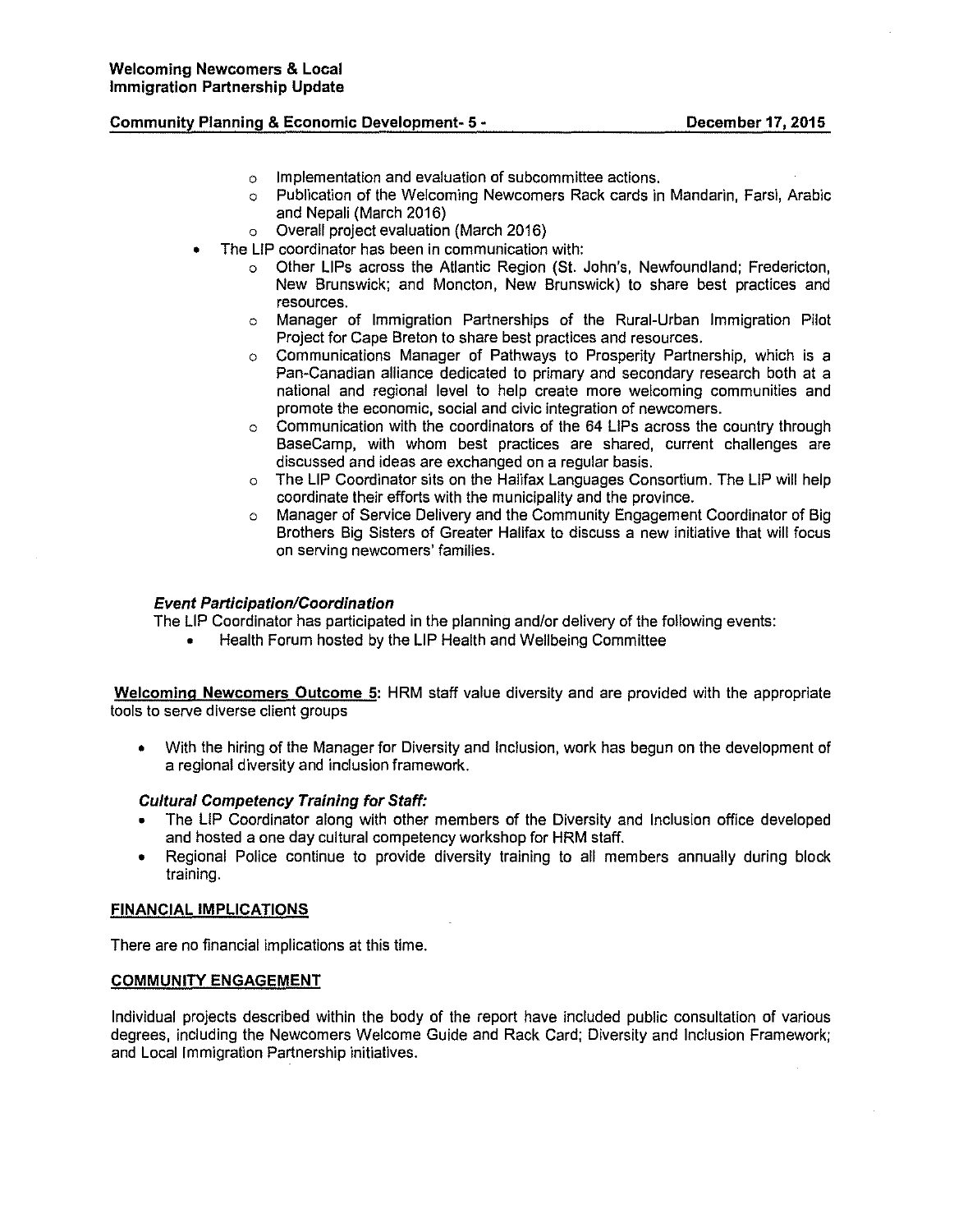- Implementation and evaluation of subcommittee actions.
  - Publication of the Welcoming Newcomers Rack cards in Mandarin, Farsi, Arabic and Nepali (March 2016)
  - Overall project evaluation (March 2016)
- The LIP coordinator has been in communication with:
  - Other LIPs across the Atlantic Region (St. John's, Newfoundland; Fredericton, New Brunswick; and Moncton, New Brunswick) to share best practices and resources.
  - Manager of Immigration Partnerships of the Rural-Urban Immigration Pilot Project for Cape Breton to share best practices and resources.
  - Communications Manager of Pathways to Prosperity Partnership, which is a Pan-Canadian alliance dedicated to primary and secondary research both at a national and regional level to help create more welcoming communities and promote the economic, social and civic integration of newcomers.
  - Communication with the coordinators of the 64 LIPs across the country through BaseCamp, with whom best practices are shared, current challenges are discussed and ideas are exchanged on a regular basis.
  - The LIP Coordinator sits on the Halifax Languages Consortium. The LIP will help coordinate their efforts with the municipality and the province.
  - Manager of Service Delivery and the Community Engagement Coordinator of Big Brothers Big Sisters of Greater Halifax to discuss a new initiative that will focus on serving newcomers' families.

### *Event Participation/Coordination*

The LIP Coordinator has participated in the planning and/or delivery of the following events:

- Health Forum hosted by the LIP Health and Wellbeing Committee

**Welcoming Newcomers Outcome 5:** HRM staff value diversity and are provided with the appropriate tools to serve diverse client groups

- With the hiring of the Manager for Diversity and Inclusion, work has begun on the development of a regional diversity and inclusion framework.

### *Cultural Competency Training for Staff:*

- The LIP Coordinator along with other members of the Diversity and Inclusion office developed and hosted a one day cultural competency workshop for HRM staff.
- Regional Police continue to provide diversity training to all members annually during block training.

## FINANCIAL IMPLICATIONS

There are no financial implications at this time.

## COMMUNITY ENGAGEMENT

Individual projects described within the body of the report have included public consultation of various degrees, including the Newcomers Welcome Guide and Rack Card; Diversity and Inclusion Framework; and Local Immigration Partnership initiatives.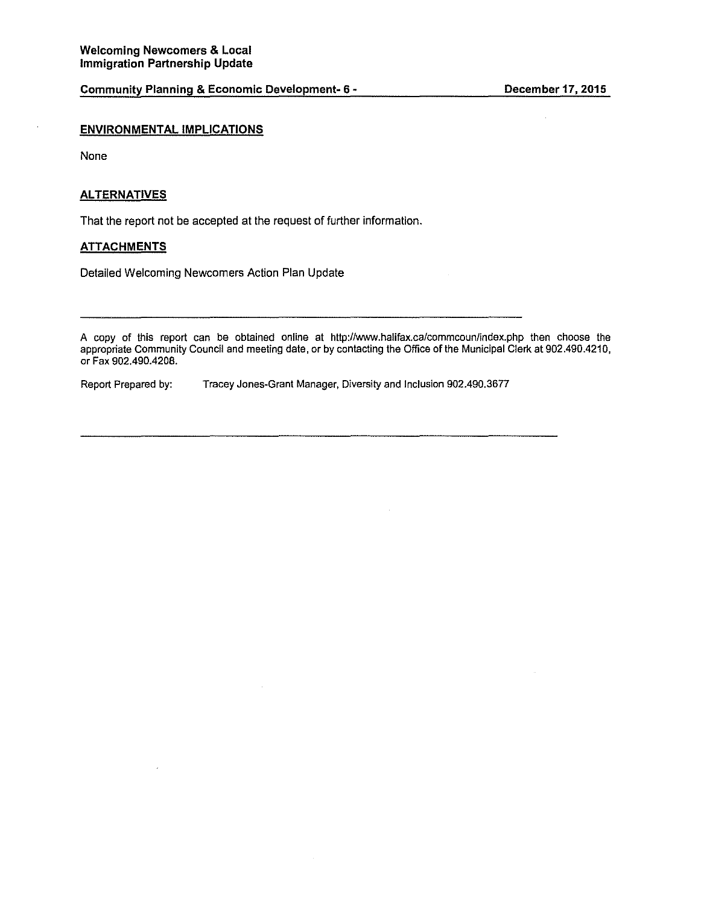## ENVIRONMENTAL IMPLICATIONS

None

## ALTERNATIVES

That the report not be accepted at the request of further information.

## ATTACHMENTS

Detailed Welcoming Newcomers Action Plan Update

---

A copy of this report can be obtained online at http://www.halifax.ca/commcoun/index.php then choose the appropriate Community Council and meeting date, or by contacting the Office of the Municipal Clerk at 902.490.4210, or Fax 902.490.4208.

Report Prepared by: Tracey Jones-Grant Manager, Diversity and Inclusion 902.490.3677

---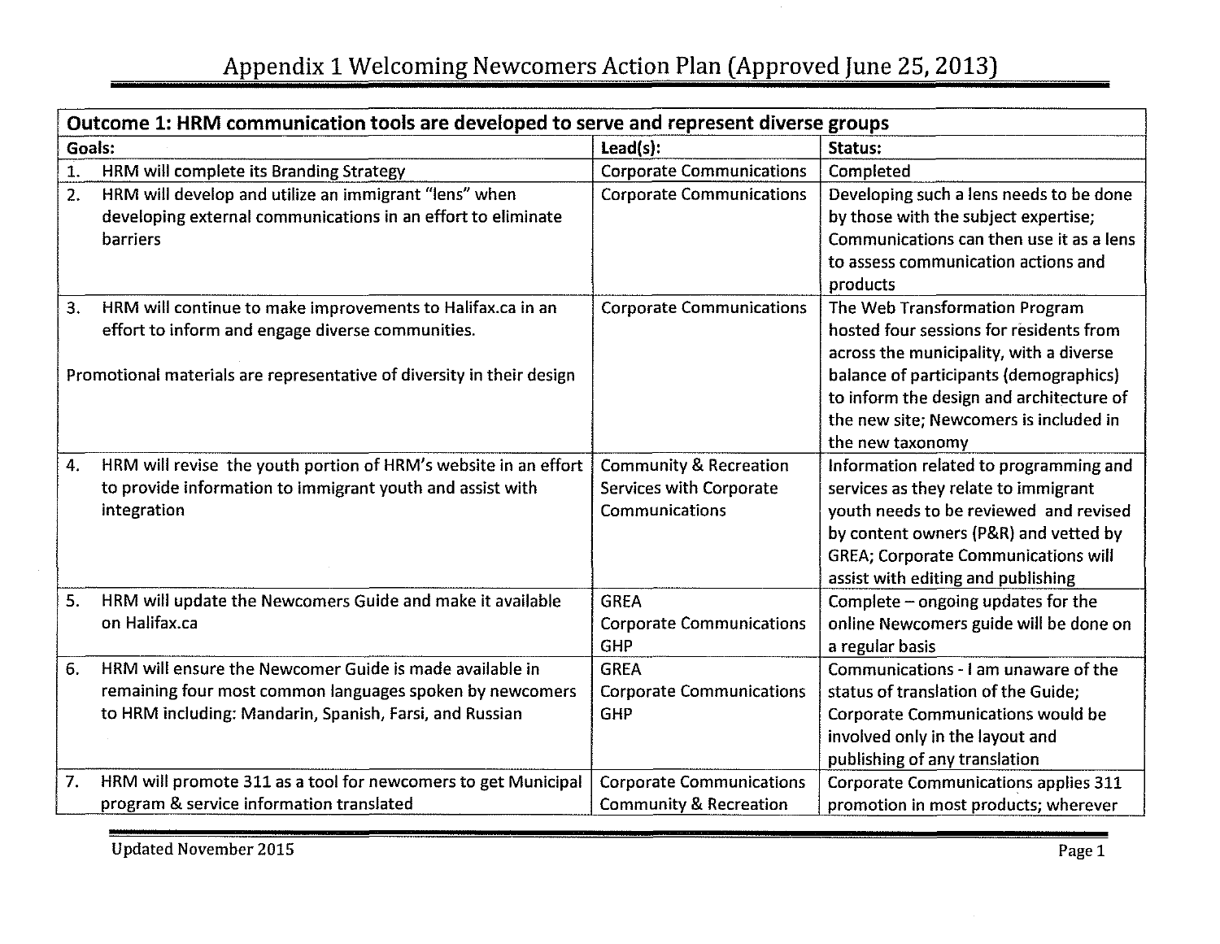# Appendix 1 Welcoming Newcomers Action Plan (Approved June 25, 2013)

| **Outcome 1: HRM communication tools are developed to serve and represent diverse groups** | | |
|---|---|---|
| **Goals:** | **Lead(s):** | **Status:** |
| 1. HRM will complete its Branding Strategy | Corporate Communications | Completed |
| 2. HRM will develop and utilize an immigrant "lens" when developing external communications in an effort to eliminate barriers | Corporate Communications | Developing such a lens needs to be done by those with the subject expertise; Communications can then use it as a lens to assess communication actions and products |
| 3. HRM will continue to make improvements to Halifax.ca in an effort to inform and engage diverse communities.<br><br>Promotional materials are representative of diversity in their design | Corporate Communications | The Web Transformation Program hosted four sessions for residents from across the municipality, with a diverse balance of participants (demographics) to inform the design and architecture of the new site; Newcomers is included in the new taxonomy |
| 4. HRM will revise the youth portion of HRM's website in an effort to provide information to immigrant youth and assist with integration | Community & Recreation Services with Corporate Communications | Information related to programming and services as they relate to immigrant youth needs to be reviewed and revised by content owners (P&R) and vetted by GREA; Corporate Communications will assist with editing and publishing |
| 5. HRM will update the Newcomers Guide and make it available on Halifax.ca | GREA<br>Corporate Communications<br>GHP | Complete – ongoing updates for the online Newcomers guide will be done on a regular basis |
| 6. HRM will ensure the Newcomer Guide is made available in remaining four most common languages spoken by newcomers to HRM including: Mandarin, Spanish, Farsi, and Russian | GREA<br>Corporate Communications<br>GHP | Communications - I am unaware of the status of translation of the Guide; Corporate Communications would be involved only in the layout and publishing of any translation |
| 7. HRM will promote 311 as a tool for newcomers to get Municipal program & service information translated | Corporate Communications<br>Community & Recreation | Corporate Communications applies 311 promotion in most products; wherever |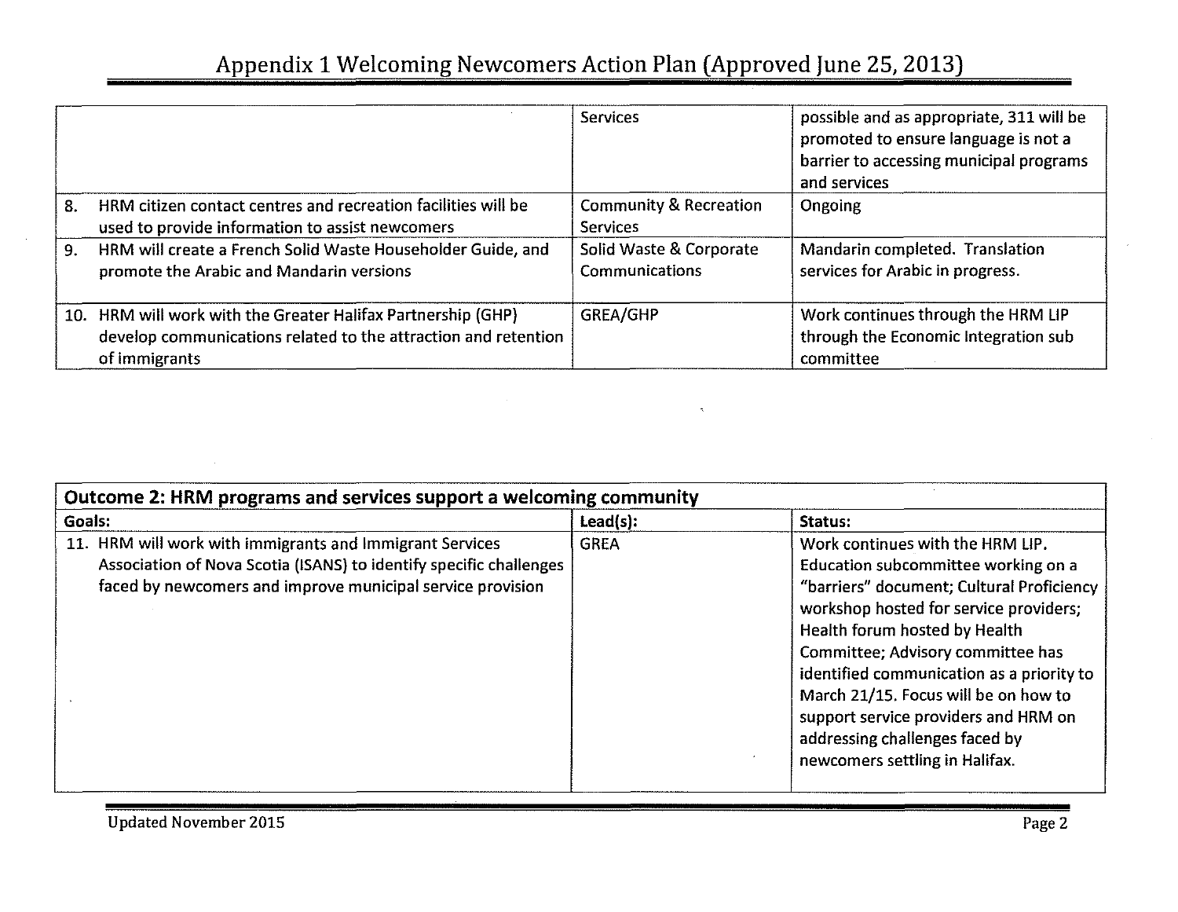## Appendix 1 Welcoming Newcomers Action Plan (Approved June 25, 2013)

| | | |
|---|---|---|
| | Services | possible and as appropriate, 311 will be promoted to ensure language is not a barrier to accessing municipal programs and services |
| 8. HRM citizen contact centres and recreation facilities will be used to provide information to assist newcomers | Community & Recreation Services | Ongoing |
| 9. HRM will create a French Solid Waste Householder Guide, and promote the Arabic and Mandarin versions | Solid Waste & Corporate Communications | Mandarin completed. Translation services for Arabic in progress. |
| 10. HRM will work with the Greater Halifax Partnership (GHP) develop communications related to the attraction and retention of immigrants | GREA/GHP | Work continues through the HRM LIP through the Economic Integration sub committee |

| **Outcome 2: HRM programs and services support a welcoming community** | | |
|---|---|---|
| **Goals:** | **Lead(s):** | **Status:** |
| 11. HRM will work with immigrants and Immigrant Services Association of Nova Scotia (ISANS) to identify specific challenges faced by newcomers and improve municipal service provision | GREA | Work continues with the HRM LIP. Education subcommittee working on a "barriers" document; Cultural Proficiency workshop hosted for service providers; Health forum hosted by Health Committee; Advisory committee has identified communication as a priority to March 21/15. Focus will be on how to support service providers and HRM on addressing challenges faced by newcomers settling in Halifax. |

Updated November 2015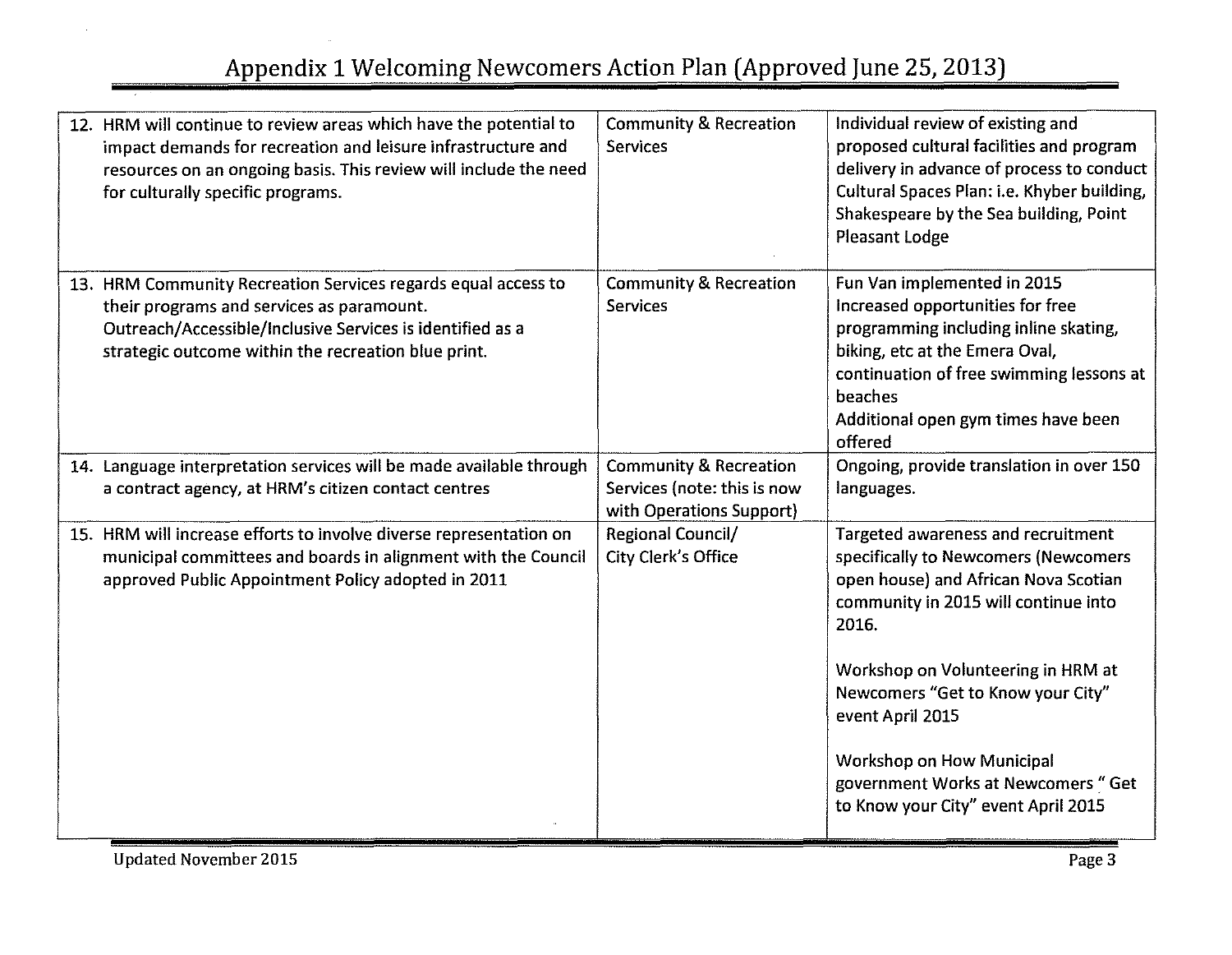## Appendix 1 Welcoming Newcomers Action Plan (Approved June 25, 2013)

| | | |
|---|---|---|
| 12. HRM will continue to review areas which have the potential to impact demands for recreation and leisure infrastructure and resources on an ongoing basis. This review will include the need for culturally specific programs. | Community & Recreation Services | Individual review of existing and proposed cultural facilities and program delivery in advance of process to conduct Cultural Spaces Plan: i.e. Khyber building, Shakespeare by the Sea building, Point Pleasant Lodge |
| 13. HRM Community Recreation Services regards equal access to their programs and services as paramount. Outreach/Accessible/Inclusive Services is identified as a strategic outcome within the recreation blue print. | Community & Recreation Services | Fun Van implemented in 2015<br>Increased opportunities for free programming including inline skating, biking, etc at the Emera Oval, continuation of free swimming lessons at beaches<br>Additional open gym times have been offered |
| 14. Language interpretation services will be made available through a contract agency, at HRM's citizen contact centres | Community & Recreation Services (note: this is now with Operations Support) | Ongoing, provide translation in over 150 languages. |
| 15. HRM will increase efforts to involve diverse representation on municipal committees and boards in alignment with the Council approved Public Appointment Policy adopted in 2011 | Regional Council/ City Clerk's Office | Targeted awareness and recruitment specifically to Newcomers (Newcomers open house) and African Nova Scotian community in 2015 will continue into 2016.<br><br>Workshop on Volunteering in HRM at Newcomers "Get to Know your City" event April 2015<br><br>Workshop on How Municipal government Works at Newcomers " Get to Know your City" event April 2015 |

Updated November 2015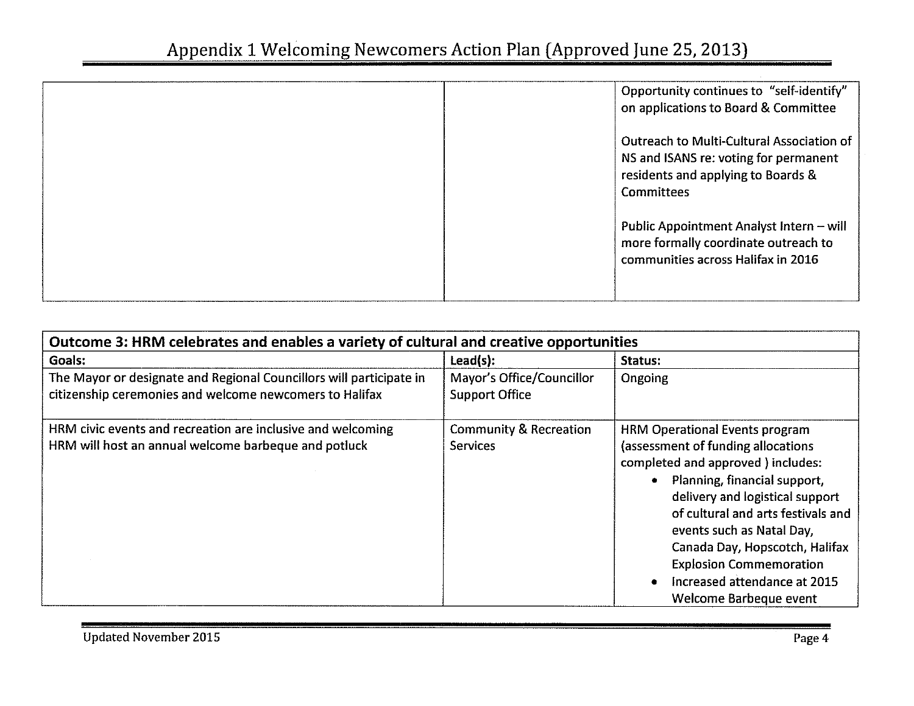| | | |
|---|---|---|
| | | Opportunity continues to "self-identify" on applications to Board & Committee<br><br>Outreach to Multi-Cultural Association of NS and ISANS re: voting for permanent residents and applying to Boards & Committees<br><br>Public Appointment Analyst Intern – will more formally coordinate outreach to communities across Halifax in 2016 |

| **Outcome 3: HRM celebrates and enables a variety of cultural and creative opportunities** | | |
|---|---|---|
| **Goals:** | **Lead(s):** | **Status:** |
| The Mayor or designate and Regional Councillors will participate in citizenship ceremonies and welcome newcomers to Halifax | Mayor's Office/Councillor Support Office | Ongoing |
| HRM civic events and recreation are inclusive and welcoming<br>HRM will host an annual welcome barbeque and potluck | Community & Recreation Services | HRM Operational Events program (assessment of funding allocations completed and approved ) includes:<br>• Planning, financial support, delivery and logistical support of cultural and arts festivals and events such as Natal Day, Canada Day, Hopscotch, Halifax Explosion Commemoration<br>• Increased attendance at 2015 Welcome Barbeque event |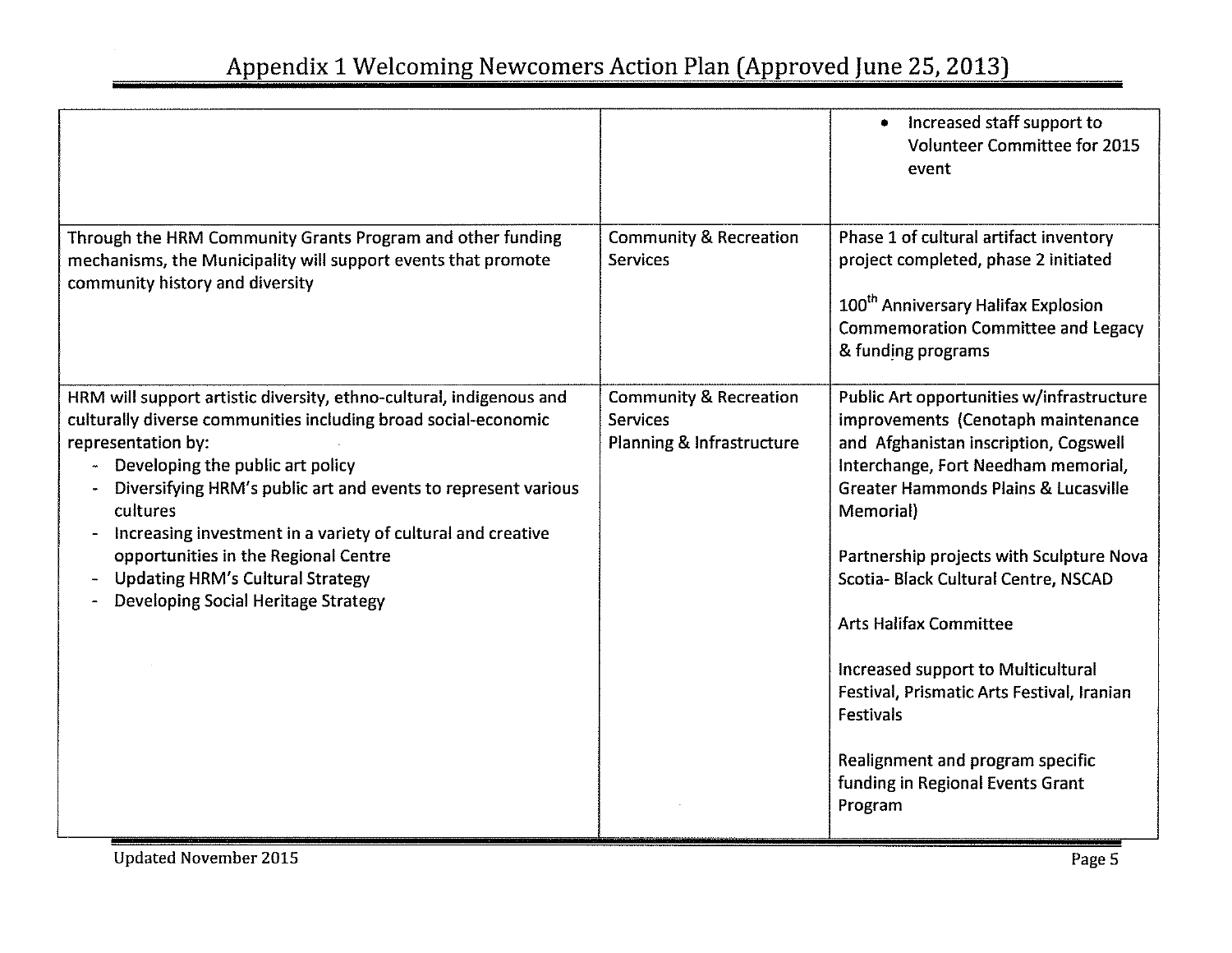| | | |
|---|---|---|
| | | • Increased staff support to Volunteer Committee for 2015 event |
| Through the HRM Community Grants Program and other funding mechanisms, the Municipality will support events that promote community history and diversity | Community & Recreation Services | Phase 1 of cultural artifact inventory project completed, phase 2 initiated<br><br>100th Anniversary Halifax Explosion Commemoration Committee and Legacy & funding programs |
| HRM will support artistic diversity, ethno-cultural, indigenous and culturally diverse communities including broad social-economic representation by:<br>- Developing the public art policy<br>- Diversifying HRM's public art and events to represent various cultures<br>- Increasing investment in a variety of cultural and creative opportunities in the Regional Centre<br>- Updating HRM's Cultural Strategy<br>- Developing Social Heritage Strategy | Community & Recreation Services<br>Planning & Infrastructure | Public Art opportunities w/infrastructure improvements (Cenotaph maintenance and Afghanistan inscription, Cogswell Interchange, Fort Needham memorial, Greater Hammonds Plains & Lucasville Memorial)<br><br>Partnership projects with Sculpture Nova Scotia- Black Cultural Centre, NSCAD<br><br>Arts Halifax Committee<br><br>Increased support to Multicultural Festival, Prismatic Arts Festival, Iranian Festivals<br><br>Realignment and program specific funding in Regional Events Grant Program |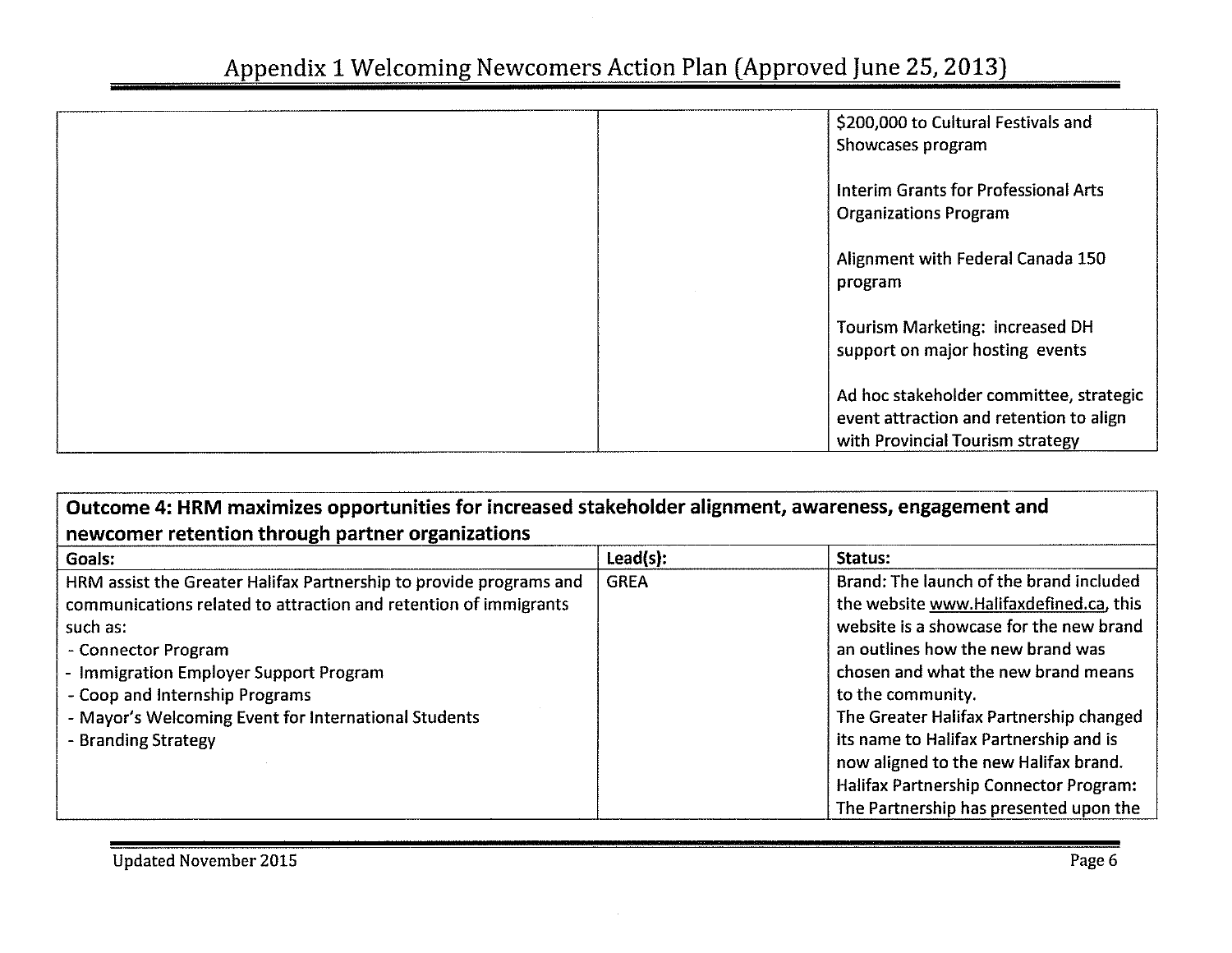| | | |
|---|---|---|
| | | $200,000 to Cultural Festivals and Showcases program<br><br>Interim Grants for Professional Arts Organizations Program<br><br>Alignment with Federal Canada 150 program<br><br>Tourism Marketing: increased DH support on major hosting events<br><br>Ad hoc stakeholder committee, strategic event attraction and retention to align with Provincial Tourism strategy |

| **Outcome 4: HRM maximizes opportunities for increased stakeholder alignment, awareness, engagement and newcomer retention through partner organizations** | | |
|---|---|---|
| **Goals:** | **Lead(s):** | **Status:** |
| HRM assist the Greater Halifax Partnership to provide programs and communications related to attraction and retention of immigrants such as:<br>- Connector Program<br>- Immigration Employer Support Program<br>- Coop and Internship Programs<br>- Mayor's Welcoming Event for International Students<br>- Branding Strategy | GREA | Brand: The launch of the brand included the website www.Halifaxdefined.ca, this website is a showcase for the new brand an outlines how the new brand was chosen and what the new brand means to the community.<br>The Greater Halifax Partnership changed its name to Halifax Partnership and is now aligned to the new Halifax brand.<br>Halifax Partnership Connector Program: The Partnership has presented upon the |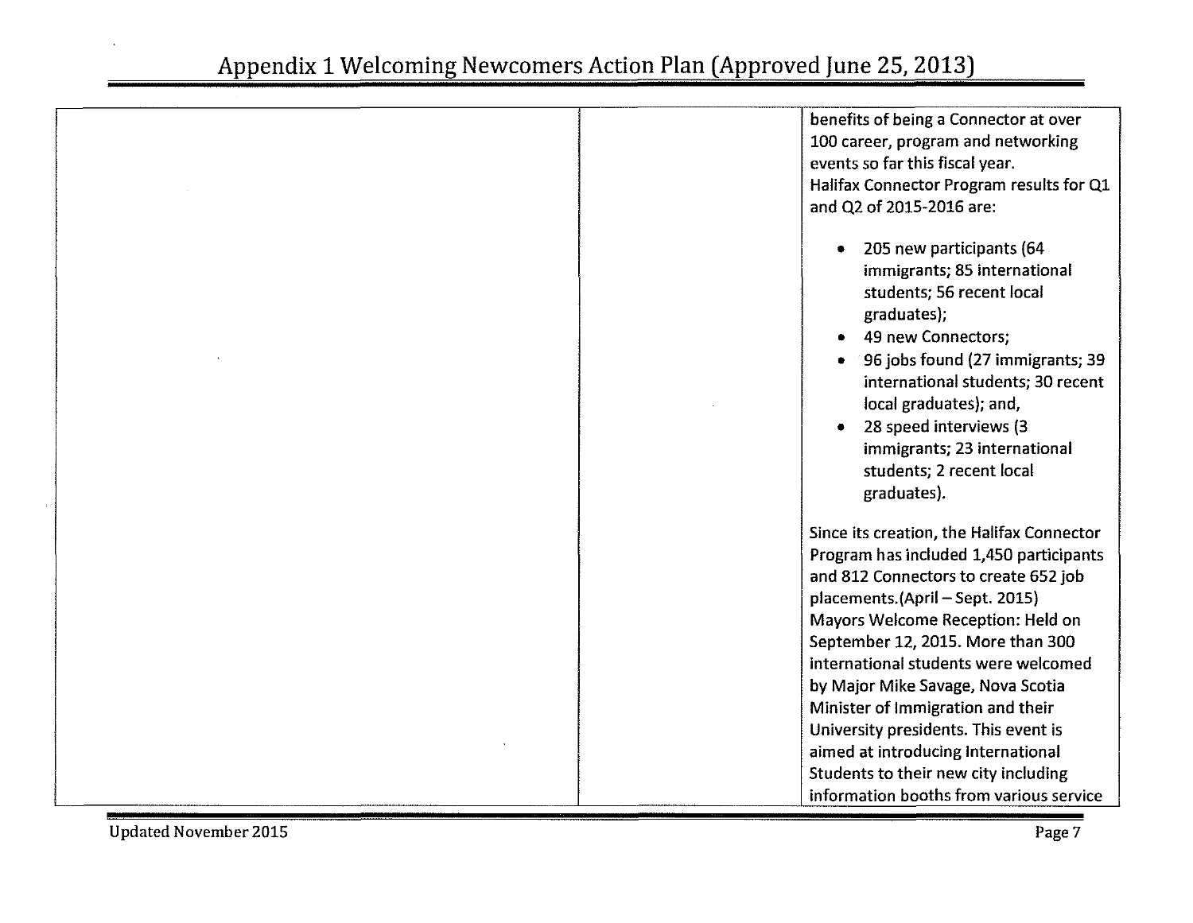| | | |
|---|---|---|
| | | benefits of being a Connector at over 100 career, program and networking events so far this fiscal year.<br>Halifax Connector Program results for Q1 and Q2 of 2015-2016 are:<br><br>• 205 new participants (64 immigrants; 85 international students; 56 recent local graduates);<br>• 49 new Connectors;<br>• 96 jobs found (27 immigrants; 39 international students; 30 recent local graduates); and,<br>• 28 speed interviews (3 immigrants; 23 international students; 2 recent local graduates).<br><br>Since its creation, the Halifax Connector Program has included 1,450 participants and 812 Connectors to create 652 job placements.(April – Sept. 2015)<br>Mayors Welcome Reception: Held on September 12, 2015. More than 300 international students were welcomed by Major Mike Savage, Nova Scotia Minister of Immigration and their University presidents. This event is aimed at introducing International Students to their new city including information booths from various service |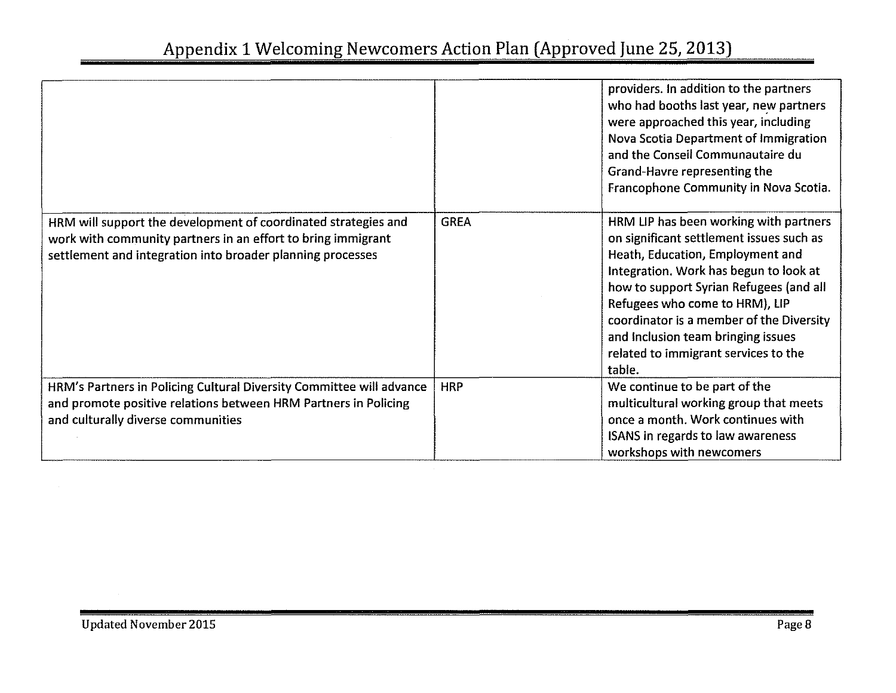| | | providers. In addition to the partners who had booths last year, new partners were approached this year, including Nova Scotia Department of Immigration and the Conseil Communautaire du Grand-Havre representing the Francophone Community in Nova Scotia. |
|---|---|---|
| HRM will support the development of coordinated strategies and work with community partners in an effort to bring immigrant settlement and integration into broader planning processes | GREA | HRM LIP has been working with partners on significant settlement issues such as Heath, Education, Employment and Integration. Work has begun to look at how to support Syrian Refugees (and all Refugees who come to HRM), LIP coordinator is a member of the Diversity and Inclusion team bringing issues related to immigrant services to the table. |
| HRM's Partners in Policing Cultural Diversity Committee will advance and promote positive relations between HRM Partners in Policing and culturally diverse communities | HRP | We continue to be part of the multicultural working group that meets once a month. Work continues with ISANS in regards to law awareness workshops with newcomers |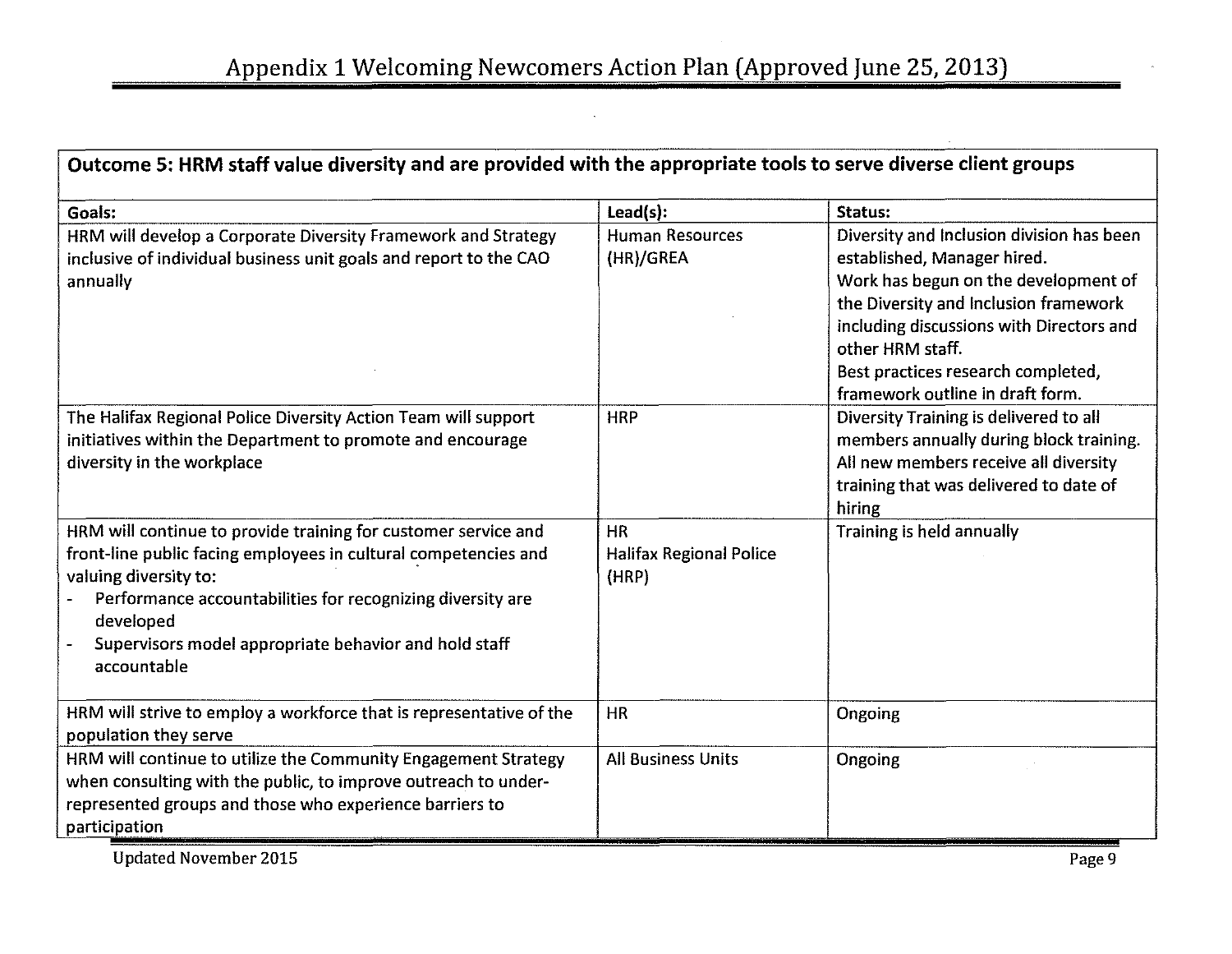| Outcome 5: HRM staff value diversity and are provided with the appropriate tools to serve diverse client groups | | |
|---|---|---|
| **Goals:** | **Lead(s):** | **Status:** |
| HRM will develop a Corporate Diversity Framework and Strategy inclusive of individual business unit goals and report to the CAO annually | Human Resources (HR)/GREA | Diversity and Inclusion division has been established, Manager hired.<br>Work has begun on the development of the Diversity and Inclusion framework including discussions with Directors and other HRM staff.<br>Best practices research completed, framework outline in draft form. |
| The Halifax Regional Police Diversity Action Team will support initiatives within the Department to promote and encourage diversity in the workplace | HRP | Diversity Training is delivered to all members annually during block training. All new members receive all diversity training that was delivered to date of hiring |
| HRM will continue to provide training for customer service and front-line public facing employees in cultural competencies and valuing diversity to:<br>- Performance accountabilities for recognizing diversity are developed<br>- Supervisors model appropriate behavior and hold staff accountable | HR<br>Halifax Regional Police (HRP) | Training is held annually |
| HRM will strive to employ a workforce that is representative of the population they serve | HR | Ongoing |
| HRM will continue to utilize the Community Engagement Strategy when consulting with the public, to improve outreach to under-represented groups and those who experience barriers to participation | All Business Units | Ongoing |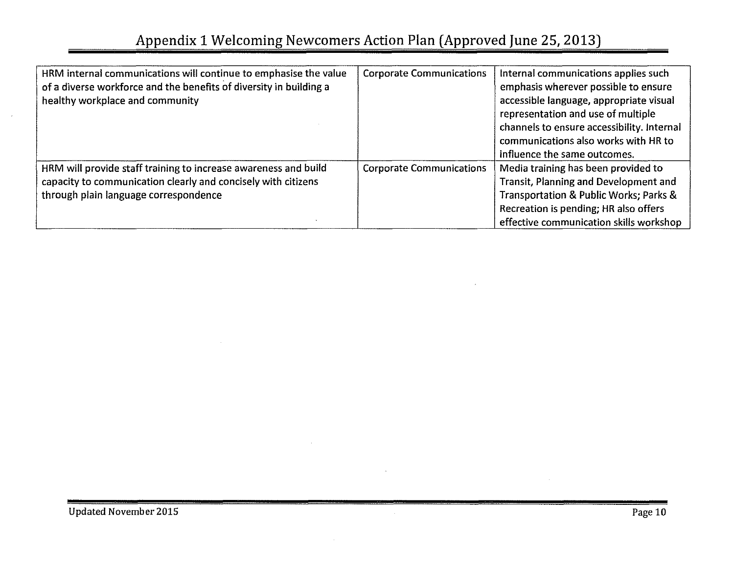| | | |
|---|---|---|
| HRM internal communications will continue to emphasise the value of a diverse workforce and the benefits of diversity in building a healthy workplace and community | Corporate Communications | Internal communications applies such emphasis wherever possible to ensure accessible language, appropriate visual representation and use of multiple channels to ensure accessibility. Internal communications also works with HR to influence the same outcomes. |
| HRM will provide staff training to increase awareness and build capacity to communication clearly and concisely with citizens through plain language correspondence | Corporate Communications | Media training has been provided to Transit, Planning and Development and Transportation & Public Works; Parks & Recreation is pending; HR also offers effective communication skills workshop |